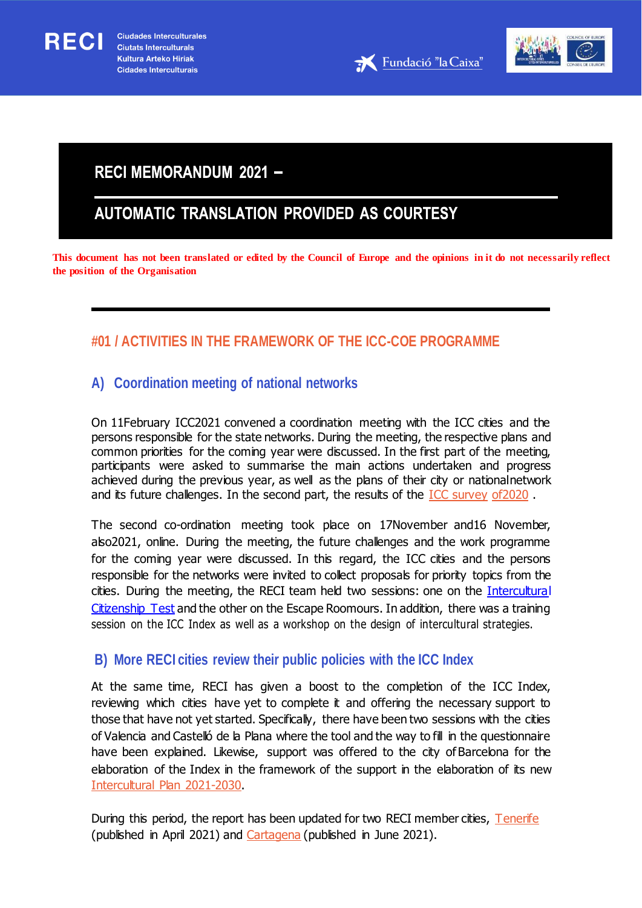RECI Ciudades Interculturales Ciutats Interculturals Kultura Arteko Hiriak Cidades Interculturais

Fundació "la Caixa"

# RECI MEMORANDUM 2021 –

# AUTOMATIC TRANSLATION PROVIDED AS COURTESY

**This document has not been translated or edited by the Council of Europe and the opinions in it do not necessarily reflect the position of the Organisation**

## #01 / ACTIVITIES IN THE FRAMEWORK OF THE ICC-COE PROGRAMME

### A) Coordination meeting of national networks

On 11February ICC2021 convened a coordination meeting with the ICC cities and the persons responsible for the state networks. During the meeting, the respective plans and common priorities for the coming year were discussed. In the first part of the meeting, participants were asked to summarise the main actions undertaken and progress achieved during the previous year, as well as the plans of their city or nationalnetwork and its future challenges. In the second part, the results of the ICC survey of2020 .

The second co-ordination meeting took place on 17November and16 November, also2021, online. During the meeting, the future challenges and the work programme for the coming year were discussed. In this regard, the ICC cities and the persons responsible for the networks were invited to collect proposals for priority topics from the cities. During the meeting, the RECI team held two sessions: one on the Intercultural Citizenship Test and the other on the Escape Roomours. In addition, there was a training session on the ICC Index as well as a workshop on the design of intercultural strategies.

### B) More RECI cities review their public policies with the ICC Index

At the same time, RECI has given a boost to the completion of the ICC Index, reviewing which cities have yet to complete it and offering the necessary support to those that have not yet started. Specifically, there have been two sessions with the cities of Valencia and Castelló de la Plana where the tool and the way to fill in the questionnaire have been explained. Likewise, support was offered to the city of Barcelona for the elaboration of the Index in the framework of the support in the elaboration of its new Intercultural Plan 2021-2030.

During this period, the report has been updated for two RECI member cities, Tenerife (published in April 2021) and Cartagena (published in June 2021).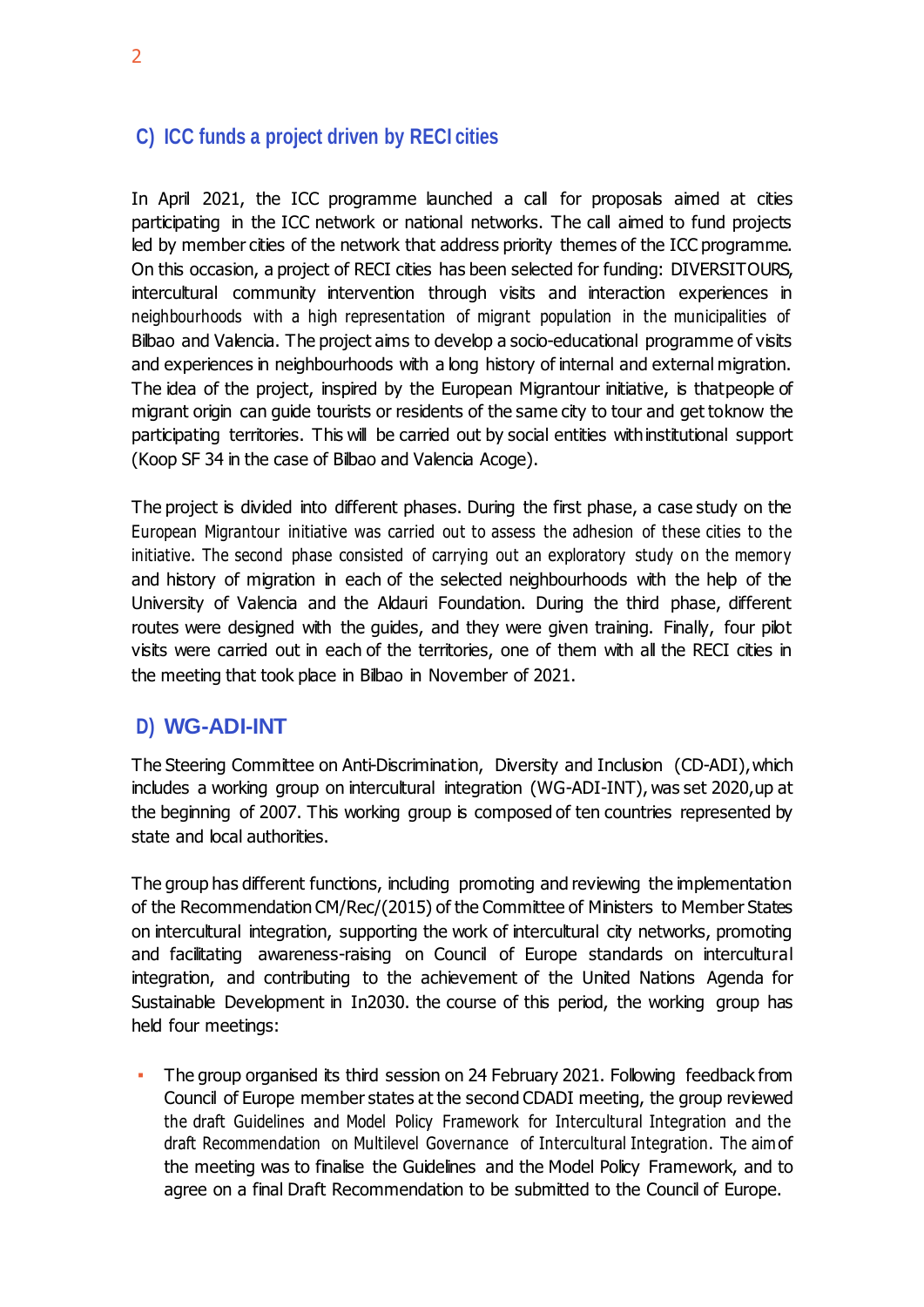## C) ICC funds a project driven by RECI cities

In April 2021, the ICC programme launched a call for proposals aimed at cities participating in the ICC network or national networks. The call aimed to fund projects led by member cities of the network that address priority themes of the ICC programme. On this occasion, a project of RECI cities has been selected for funding: DIVERSITOURS, intercultural community intervention through visits and interaction experiences in neighbourhoods with a high representation of migrant population in the municipalities of Bilbao and Valencia. The project aims to develop a socio-educational programme of visits and experiences in neighbourhoods with a long history of internal and external migration. The idea of the project, inspired by the European Migrantour initiative, is that people of migrant origin can guide tourists or residents of the same city to tour and get to know the participating territories. This will be carried out by social entities with institutional support (Koop SF 34 in the case of Bilbao and Valencia Acoge).

The project is divided into different phases. During the first phase, a case study on the European Migrantour initiative was carried out to assess the adhesion of these cities to the initiative. The second phase consisted of carrying out an exploratory study on the memory and history of migration in each of the selected neighbourhoods with the help of the University of Valencia and the Aldauri Foundation. During the third phase, different routes were designed with the guides, and they were given training. Finally, four pilot visits were carried out in each of the territories, one of them with all the RECI cities in the meeting that took place in Bilbao in November of 2021.

## D) WG-ADI-INT

The Steering Committee on Anti-Discrimination, Diversity and Inclusion (CD-ADI), which includes a working group on intercultural integration (WG-ADI-INT), was set 2020, up at the beginning of 2007. This working group is composed of ten countries represented by state and local authorities.

The group has different functions, including promoting and reviewing the implementation of the Recommendation CM/Rec/(2015) of the Committee of Ministers to Member States on intercultural integration, supporting the work of intercultural city networks, promoting and facilitating awareness-raising on Council of Europe standards on intercultural integration, and contributing to the achievement of the United Nations Agenda for Sustainable Development in In2030. the course of this period, the working group has held four meetings:

- The group organised its third session on 24 February 2021. Following feedback from Council of Europe member states at the second CDADI meeting, the group reviewed the draft Guidelines and Model Policy Framework for Intercultural Integration and the draft Recommendation on Multilevel Governance of Intercultural Integration. The aim of the meeting was to finalise the Guidelines and the Model Policy Framework, and to agree on a final Draft Recommendation to be submitted to the Council of Europe.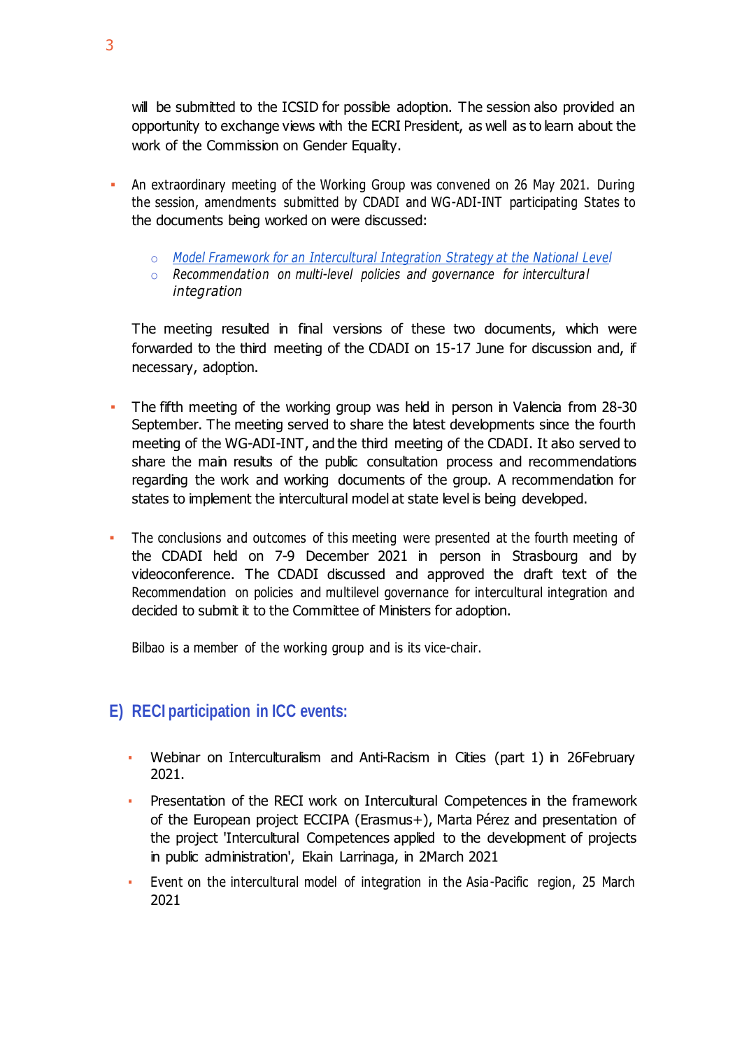will be submitted to the ICSID for possible adoption. The session also provided an opportunity to exchange views with the ECRI President, as well as to learn about the work of the Commission on Gender Equality.

- An extraordinary meeting of the Working Group was convened on 26 May 2021. During the session, amendments submitted by CDADI and WG-ADI-INT participating States to the documents being worked on were discussed:

  - *Model Framework for an Intercultural Integration Strategy at the National Level*
  - *Recommendation on multi-level policies and governance for intercultural integration*

  The meeting resulted in final versions of these two documents, which were forwarded to the third meeting of the CDADI on 15-17 June for discussion and, if necessary, adoption.

- The fifth meeting of the working group was held in person in Valencia from 28-30 September. The meeting served to share the latest developments since the fourth meeting of the WG-ADI-INT, and the third meeting of the CDADI. It also served to share the main results of the public consultation process and recommendations regarding the work and working documents of the group. A recommendation for states to implement the intercultural model at state level is being developed.

- The conclusions and outcomes of this meeting were presented at the fourth meeting of the CDADI held on 7-9 December 2021 in person in Strasbourg and by videoconference. The CDADI discussed and approved the draft text of the Recommendation on policies and multilevel governance for intercultural integration and decided to submit it to the Committee of Ministers for adoption.

  Bilbao is a member of the working group and is its vice-chair.

## E) RECI participation in ICC events:

- Webinar on Interculturalism and Anti-Racism in Cities (part 1) in 26February 2021.
- Presentation of the RECI work on Intercultural Competences in the framework of the European project ECCIPA (Erasmus+), Marta Pérez and presentation of the project 'Intercultural Competences applied to the development of projects in public administration', Ekain Larrinaga, in 2March 2021
- Event on the intercultural model of integration in the Asia-Pacific region, 25 March 2021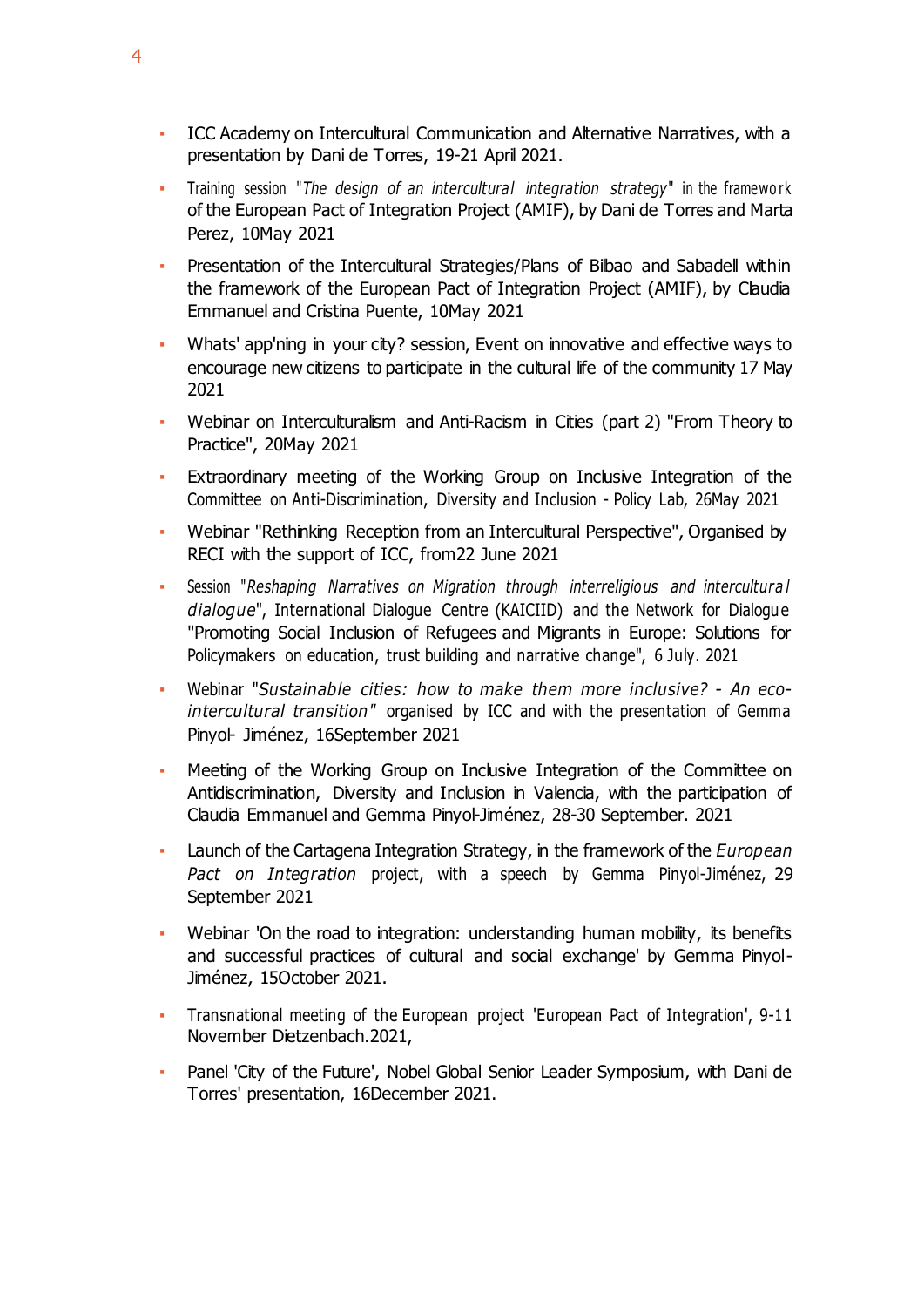- ICC Academy on Intercultural Communication and Alternative Narratives, with a presentation by Dani de Torres, 19-21 April 2021.
- Training session "*The design of an intercultural integration strategy*" in the framework of the European Pact of Integration Project (AMIF), by Dani de Torres and Marta Perez, 10May 2021
- Presentation of the Intercultural Strategies/Plans of Bilbao and Sabadell within the framework of the European Pact of Integration Project (AMIF), by Claudia Emmanuel and Cristina Puente, 10May 2021
- Whats' app'ning in your city? session, Event on innovative and effective ways to encourage new citizens to participate in the cultural life of the community 17 May 2021
- Webinar on Interculturalism and Anti-Racism in Cities (part 2) "From Theory to Practice", 20May 2021
- Extraordinary meeting of the Working Group on Inclusive Integration of the Committee on Anti-Discrimination, Diversity and Inclusion - Policy Lab, 26May 2021
- Webinar "Rethinking Reception from an Intercultural Perspective", Organised by RECI with the support of ICC, from22 June 2021
- Session "*Reshaping Narratives on Migration through interreligious and intercultural dialogue*", International Dialogue Centre (KAICIID) and the Network for Dialogue "Promoting Social Inclusion of Refugees and Migrants in Europe: Solutions for Policymakers on education, trust building and narrative change", 6 July. 2021
- Webinar "*Sustainable cities: how to make them more inclusive? - An eco-intercultural transition"* organised by ICC and with the presentation of Gemma Pinyol- Jiménez, 16September 2021
- Meeting of the Working Group on Inclusive Integration of the Committee on Antidiscrimination, Diversity and Inclusion in Valencia, with the participation of Claudia Emmanuel and Gemma Pinyol-Jiménez, 28-30 September. 2021
- Launch of the Cartagena Integration Strategy, in the framework of the *European Pact on Integration* project, with a speech by Gemma Pinyol-Jiménez, 29 September 2021
- Webinar 'On the road to integration: understanding human mobility, its benefits and successful practices of cultural and social exchange' by Gemma Pinyol-Jiménez, 15October 2021.
- Transnational meeting of the European project 'European Pact of Integration', 9-11 November Dietzenbach.2021,
- Panel 'City of the Future', Nobel Global Senior Leader Symposium, with Dani de Torres' presentation, 16December 2021.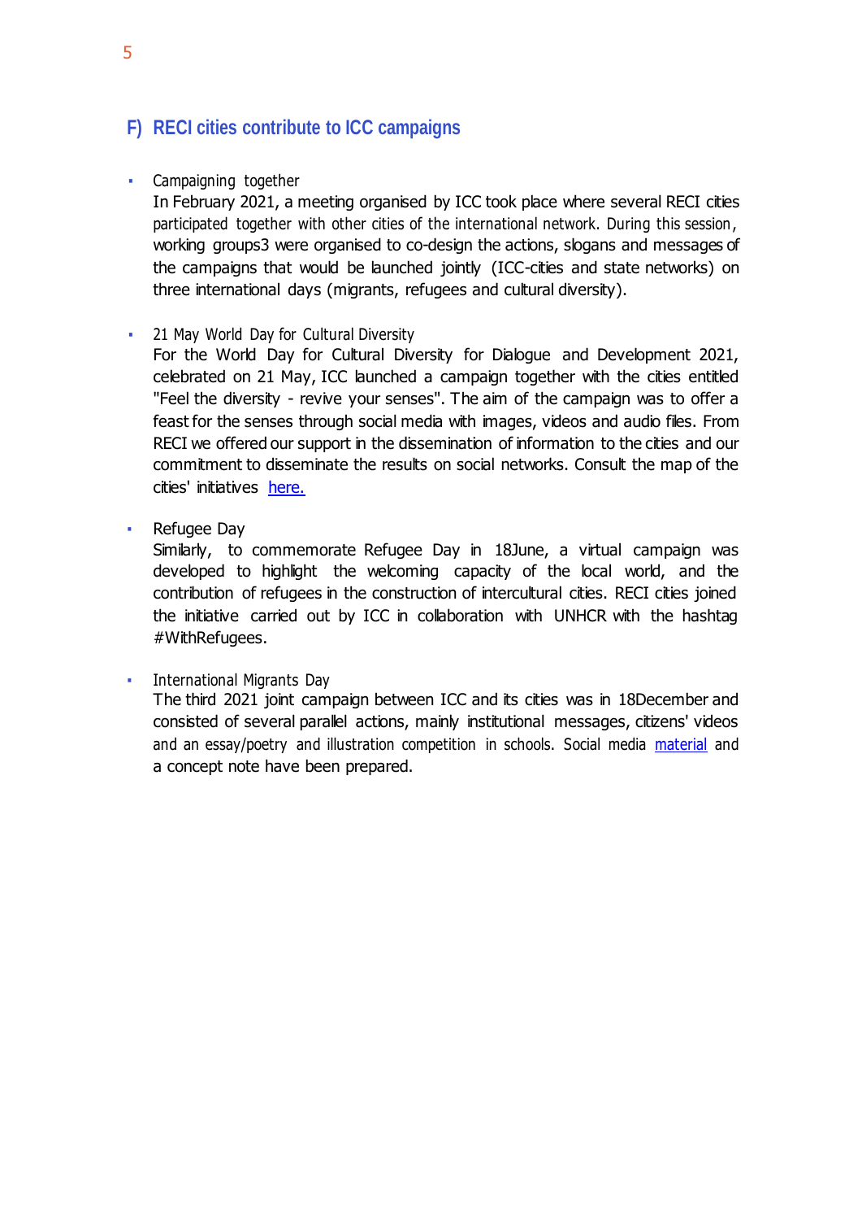## F) RECI cities contribute to ICC campaigns

- Campaigning together
  In February 2021, a meeting organised by ICC took place where several RECI cities participated together with other cities of the international network. During this session, working groups3 were organised to co-design the actions, slogans and messages of the campaigns that would be launched jointly (ICC-cities and state networks) on three international days (migrants, refugees and cultural diversity).

- 21 May World Day for Cultural Diversity
  For the World Day for Cultural Diversity for Dialogue and Development 2021, celebrated on 21 May, ICC launched a campaign together with the cities entitled "Feel the diversity - revive your senses". The aim of the campaign was to offer a feast for the senses through social media with images, videos and audio files. From RECI we offered our support in the dissemination of information to the cities and our commitment to disseminate the results on social networks. Consult the map of the cities' initiatives here.

- Refugee Day
  Similarly, to commemorate Refugee Day in 18June, a virtual campaign was developed to highlight the welcoming capacity of the local world, and the contribution of refugees in the construction of intercultural cities. RECI cities joined the initiative carried out by ICC in collaboration with UNHCR with the hashtag #WithRefugees.

- International Migrants Day
  The third 2021 joint campaign between ICC and its cities was in 18December and consisted of several parallel actions, mainly institutional messages, citizens' videos and an essay/poetry and illustration competition in schools. Social media material and a concept note have been prepared.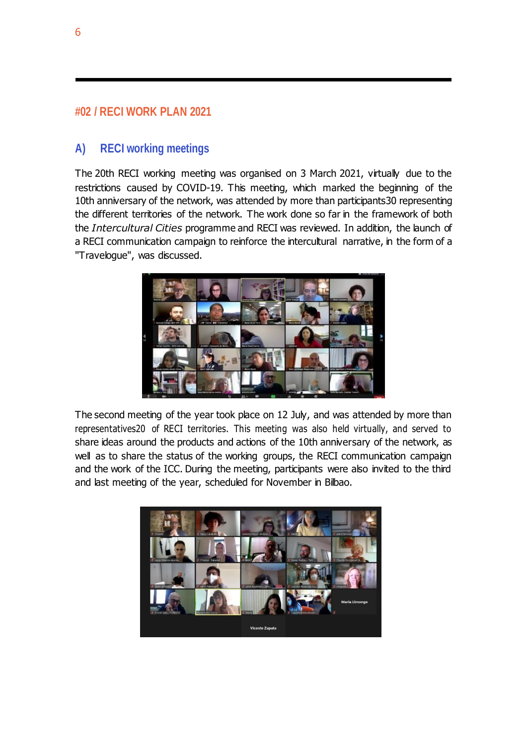## #02 / RECI WORK PLAN 2021

### A) RECI working meetings

The 20th RECI working meeting was organised on 3 March 2021, virtually due to the restrictions caused by COVID-19. This meeting, which marked the beginning of the 10th anniversary of the network, was attended by more than participants30 representing the different territories of the network. The work done so far in the framework of both the *Intercultural Cities* programme and RECI was reviewed. In addition, the launch of a RECI communication campaign to reinforce the intercultural narrative, in the form of a "Travelogue", was discussed.

The second meeting of the year took place on 12 July, and was attended by more than representatives20 of RECI territories. This meeting was also held virtually, and served to share ideas around the products and actions of the 10th anniversary of the network, as well as to share the status of the working groups, the RECI communication campaign and the work of the ICC. During the meeting, participants were also invited to the third and last meeting of the year, scheduled for November in Bilbao.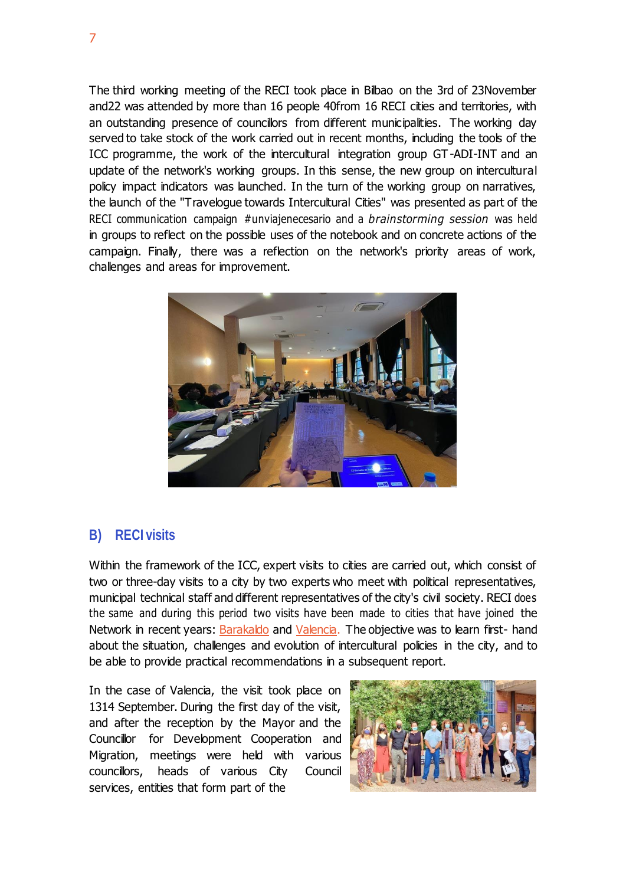The third working meeting of the RECI took place in Bilbao on the 3rd of 23November and22 was attended by more than 16 people 40from 16 RECI cities and territories, with an outstanding presence of councillors from different municipalities. The working day served to take stock of the work carried out in recent months, including the tools of the ICC programme, the work of the intercultural integration group GT-ADI-INT and an update of the network's working groups. In this sense, the new group on intercultural policy impact indicators was launched. In the turn of the working group on narratives, the launch of the "Travelogue towards Intercultural Cities" was presented as part of the RECI communication campaign #unviajenecesario and a *brainstorming session* was held in groups to reflect on the possible uses of the notebook and on concrete actions of the campaign. Finally, there was a reflection on the network's priority areas of work, challenges and areas for improvement.

## B) RECI visits

Within the framework of the ICC, expert visits to cities are carried out, which consist of two or three-day visits to a city by two experts who meet with political representatives, municipal technical staff and different representatives of the city's civil society. RECI does the same and during this period two visits have been made to cities that have joined the Network in recent years: Barakaldo and Valencia. The objective was to learn first- hand about the situation, challenges and evolution of intercultural policies in the city, and to be able to provide practical recommendations in a subsequent report.

In the case of Valencia, the visit took place on 1314 September. During the first day of the visit, and after the reception by the Mayor and the Councillor for Development Cooperation and Migration, meetings were held with various councillors, heads of various City Council services, entities that form part of the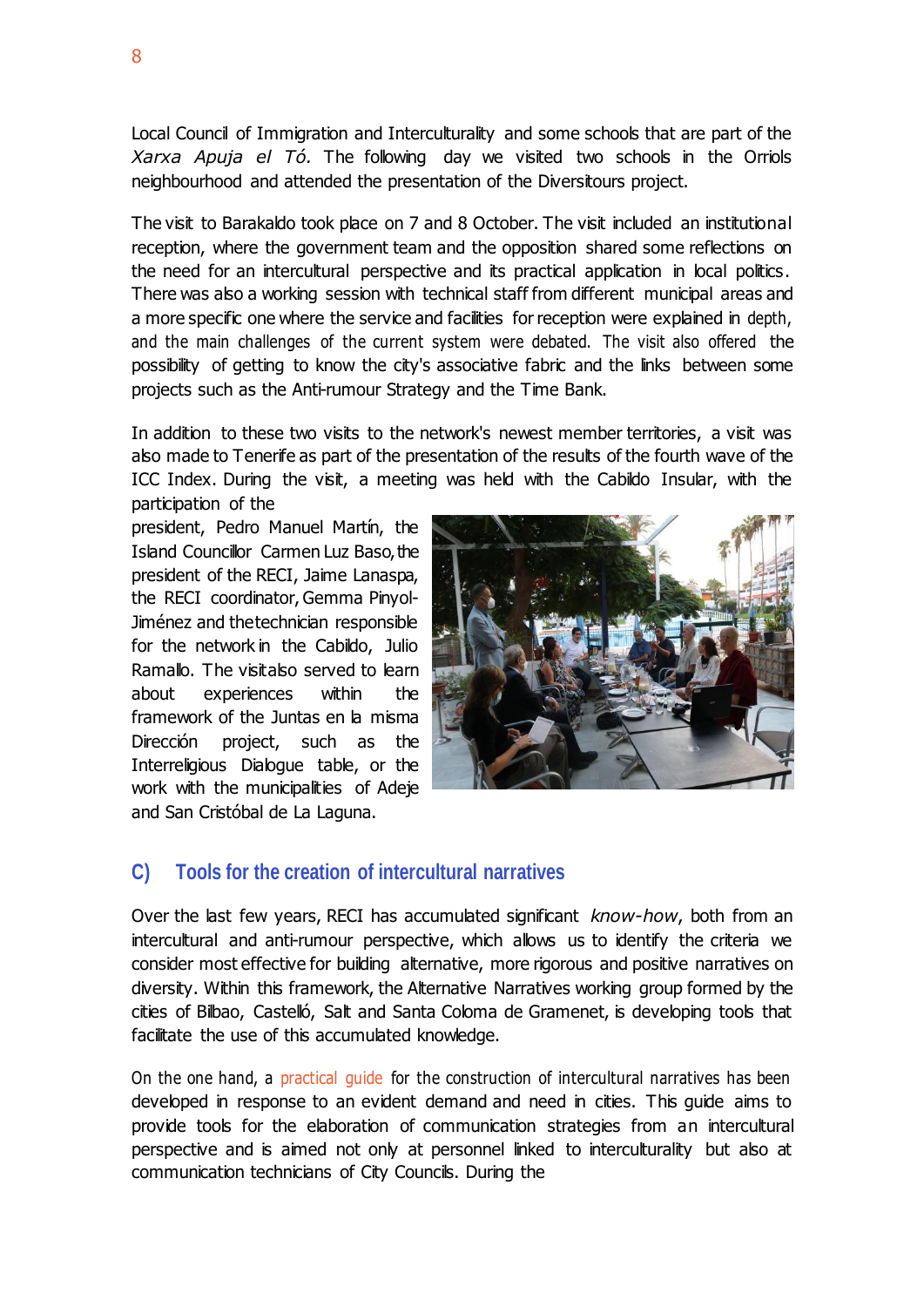Local Council of Immigration and Interculturality and some schools that are part of the *Xarxa Apuja el Tó.* The following day we visited two schools in the Orriols neighbourhood and attended the presentation of the Diversitours project.

The visit to Barakaldo took place on 7 and 8 October. The visit included an institutional reception, where the government team and the opposition shared some reflections on the need for an intercultural perspective and its practical application in local politics. There was also a working session with technical staff from different municipal areas and a more specific one where the service and facilities for reception were explained in depth, and the main challenges of the current system were debated. The visit also offered the possibility of getting to know the city's associative fabric and the links between some projects such as the Anti-rumour Strategy and the Time Bank.

In addition to these two visits to the network's newest member territories, a visit was also made to Tenerife as part of the presentation of the results of the fourth wave of the ICC Index. During the visit, a meeting was held with the Cabildo Insular, with the participation of the president, Pedro Manuel Martín, the Island Councillor Carmen Luz Baso, the president of the RECI, Jaime Lanaspa, the RECI coordinator, Gemma Pinyol-Jiménez and the technician responsible for the network in the Cabildo, Julio Ramallo. The visit also served to learn about experiences within the framework of the Juntas en la misma Dirección project, such as the Interreligious Dialogue table, or the work with the municipalities of Adeje and San Cristóbal de La Laguna.

## C) Tools for the creation of intercultural narratives

Over the last few years, RECI has accumulated significant *know-how*, both from an intercultural and anti-rumour perspective, which allows us to identify the criteria we consider most effective for building alternative, more rigorous and positive narratives on diversity. Within this framework, the Alternative Narratives working group formed by the cities of Bilbao, Castelló, Salt and Santa Coloma de Gramenet, is developing tools that facilitate the use of this accumulated knowledge.

On the one hand, a practical guide for the construction of intercultural narratives has been developed in response to an evident demand and need in cities. This guide aims to provide tools for the elaboration of communication strategies from an intercultural perspective and is aimed not only at personnel linked to interculturality but also at communication technicians of City Councils. During the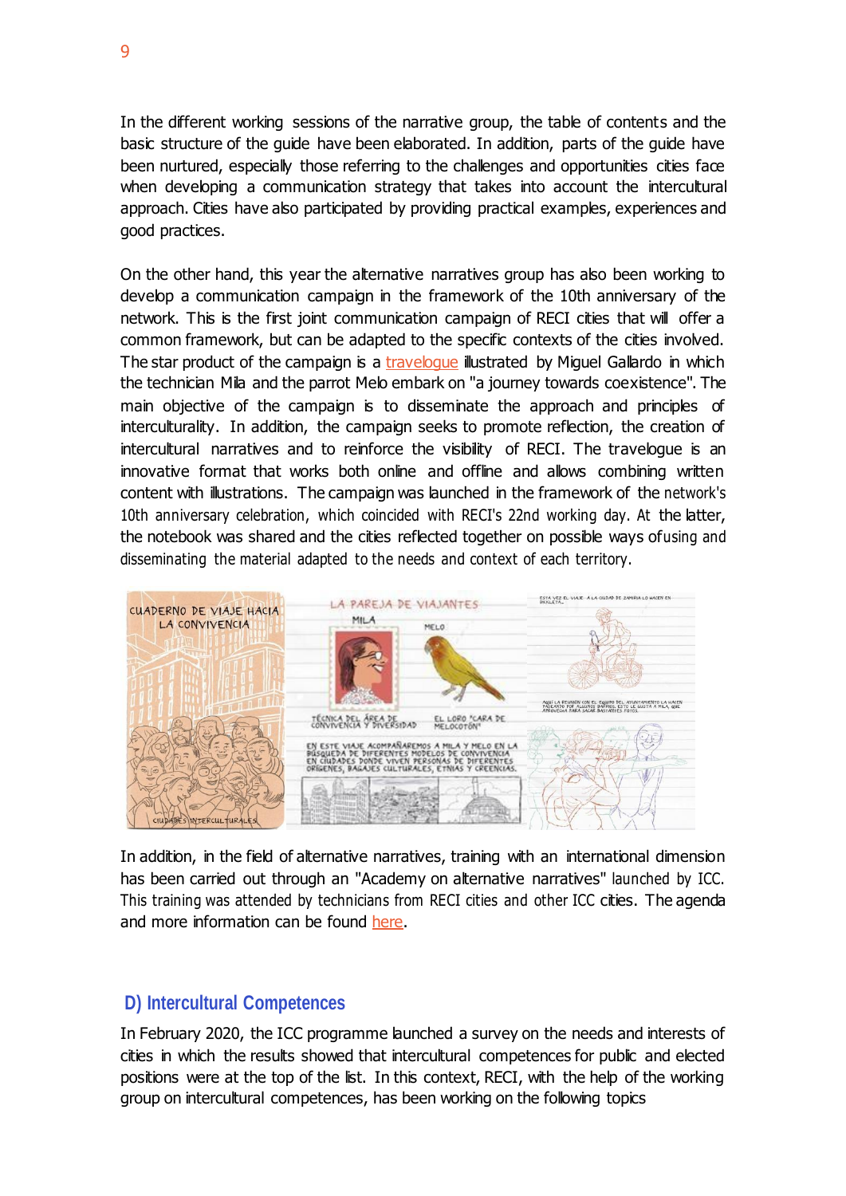In the different working sessions of the narrative group, the table of contents and the basic structure of the guide have been elaborated. In addition, parts of the guide have been nurtured, especially those referring to the challenges and opportunities cities face when developing a communication strategy that takes into account the intercultural approach. Cities have also participated by providing practical examples, experiences and good practices.

On the other hand, this year the alternative narratives group has also been working to develop a communication campaign in the framework of the 10th anniversary of the network. This is the first joint communication campaign of RECI cities that will offer a common framework, but can be adapted to the specific contexts of the cities involved. The star product of the campaign is a travelogue illustrated by Miguel Gallardo in which the technician Mila and the parrot Melo embark on "a journey towards coexistence". The main objective of the campaign is to disseminate the approach and principles of interculturality. In addition, the campaign seeks to promote reflection, the creation of intercultural narratives and to reinforce the visibility of RECI. The travelogue is an innovative format that works both online and offline and allows combining written content with illustrations. The campaign was launched in the framework of the network's 10th anniversary celebration, which coincided with RECI's 22nd working day. At the latter, the notebook was shared and the cities reflected together on possible ways of using and disseminating the material adapted to the needs and context of each territory.

In addition, in the field of alternative narratives, training with an international dimension has been carried out through an "Academy on alternative narratives" launched by ICC. This training was attended by technicians from RECI cities and other ICC cities. The agenda and more information can be found here.

## D) Intercultural Competences

In February 2020, the ICC programme launched a survey on the needs and interests of cities in which the results showed that intercultural competences for public and elected positions were at the top of the list. In this context, RECI, with the help of the working group on intercultural competences, has been working on the following topics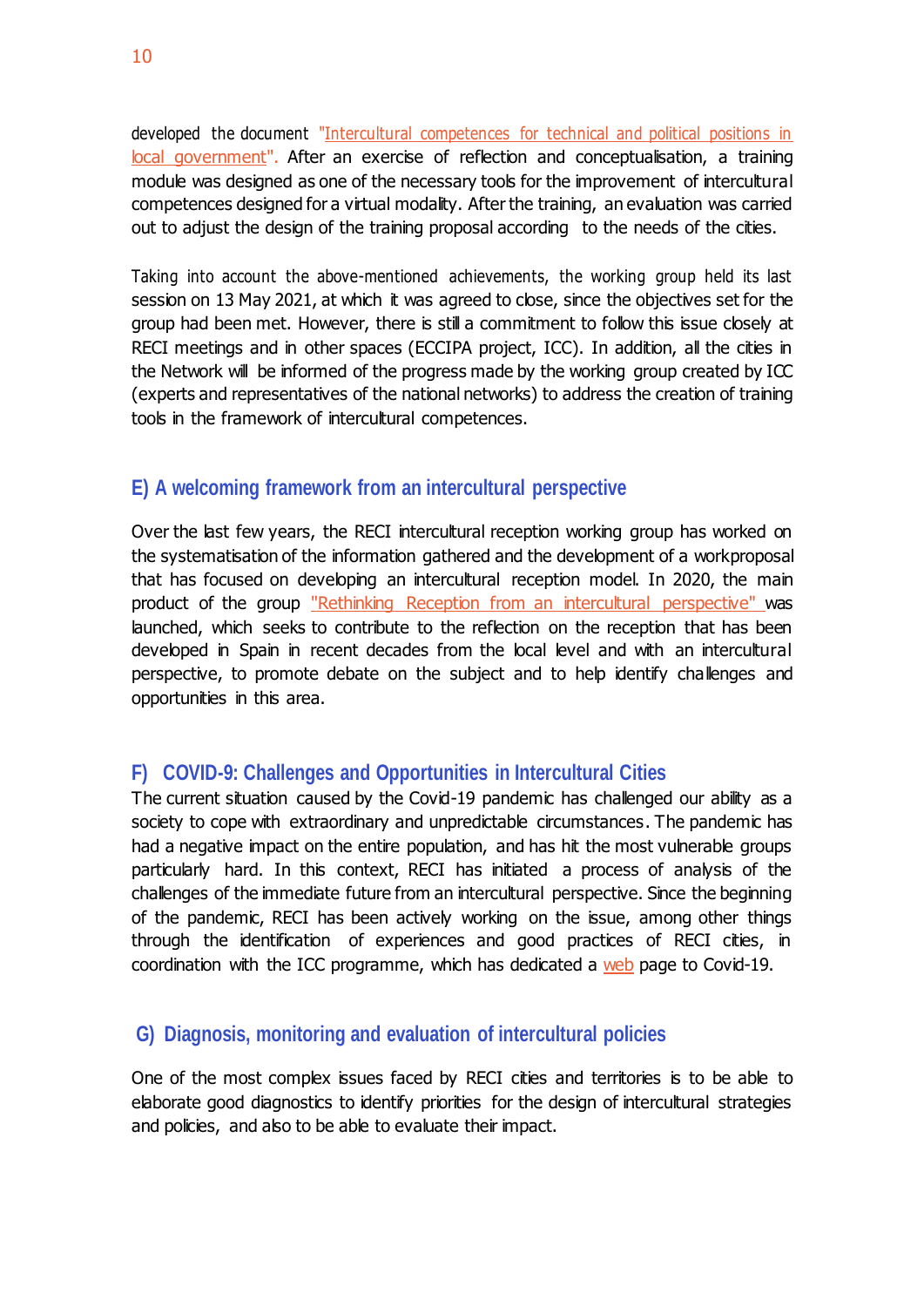developed the document "Intercultural competences for technical and political positions in local government". After an exercise of reflection and conceptualisation, a training module was designed as one of the necessary tools for the improvement of intercultural competences designed for a virtual modality. After the training, an evaluation was carried out to adjust the design of the training proposal according to the needs of the cities.

Taking into account the above-mentioned achievements, the working group held its last session on 13 May 2021, at which it was agreed to close, since the objectives set for the group had been met. However, there is still a commitment to follow this issue closely at RECI meetings and in other spaces (ECCIPA project, ICC). In addition, all the cities in the Network will be informed of the progress made by the working group created by ICC (experts and representatives of the national networks) to address the creation of training tools in the framework of intercultural competences.

## E) A welcoming framework from an intercultural perspective

Over the last few years, the RECI intercultural reception working group has worked on the systematisation of the information gathered and the development of a workproposal that has focused on developing an intercultural reception model. In 2020, the main product of the group "Rethinking Reception from an intercultural perspective" was launched, which seeks to contribute to the reflection on the reception that has been developed in Spain in recent decades from the local level and with an intercultural perspective, to promote debate on the subject and to help identify challenges and opportunities in this area.

## F) COVID-9: Challenges and Opportunities in Intercultural Cities

The current situation caused by the Covid-19 pandemic has challenged our ability as a society to cope with extraordinary and unpredictable circumstances. The pandemic has had a negative impact on the entire population, and has hit the most vulnerable groups particularly hard. In this context, RECI has initiated a process of analysis of the challenges of the immediate future from an intercultural perspective. Since the beginning of the pandemic, RECI has been actively working on the issue, among other things through the identification of experiences and good practices of RECI cities, in coordination with the ICC programme, which has dedicated a web page to Covid-19.

## G) Diagnosis, monitoring and evaluation of intercultural policies

One of the most complex issues faced by RECI cities and territories is to be able to elaborate good diagnostics to identify priorities for the design of intercultural strategies and policies, and also to be able to evaluate their impact.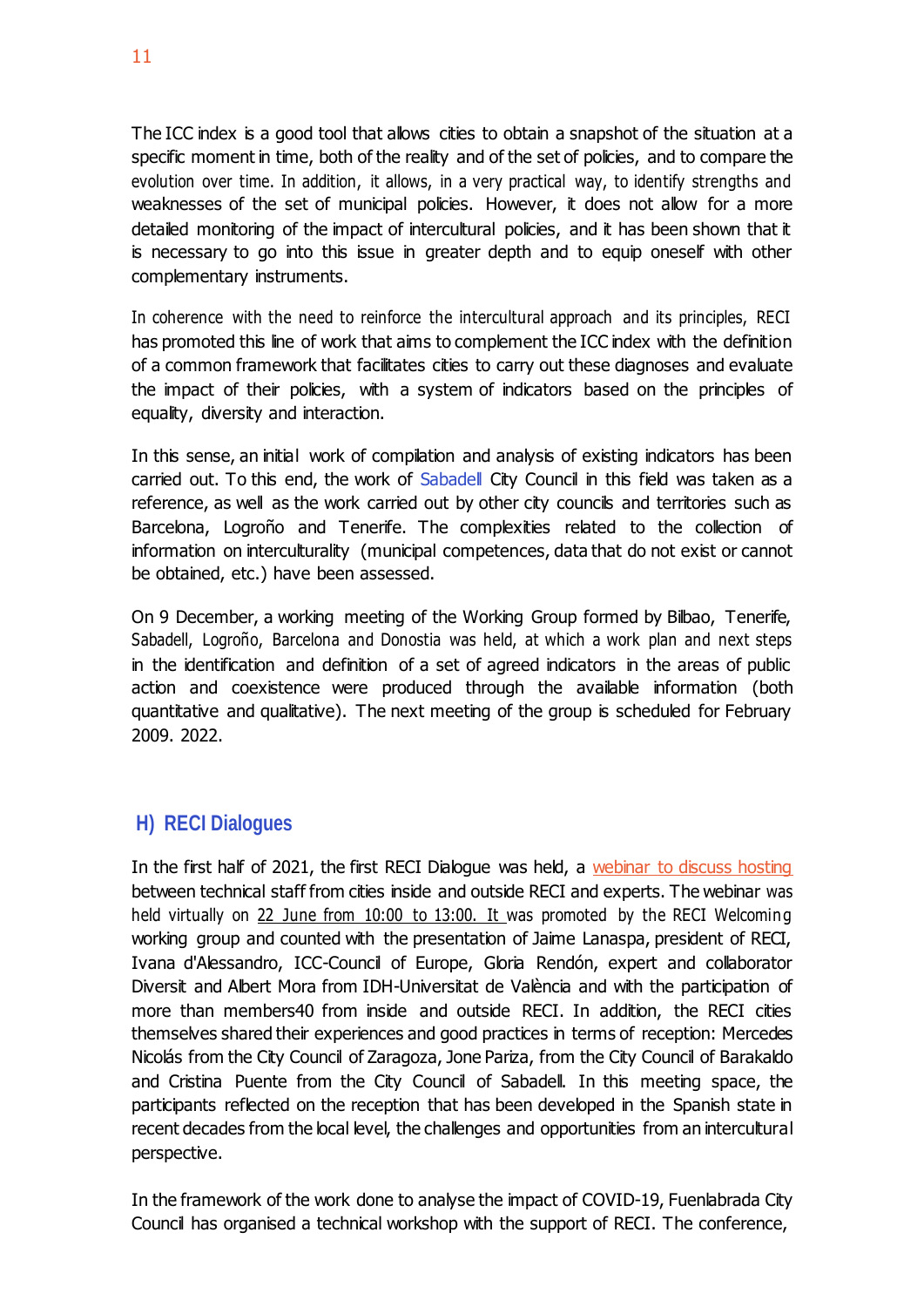The ICC index is a good tool that allows cities to obtain a snapshot of the situation at a specific moment in time, both of the reality and of the set of policies, and to compare the evolution over time. In addition, it allows, in a very practical way, to identify strengths and weaknesses of the set of municipal policies. However, it does not allow for a more detailed monitoring of the impact of intercultural policies, and it has been shown that it is necessary to go into this issue in greater depth and to equip oneself with other complementary instruments.

In coherence with the need to reinforce the intercultural approach and its principles, RECI has promoted this line of work that aims to complement the ICC index with the definition of a common framework that facilitates cities to carry out these diagnoses and evaluate the impact of their policies, with a system of indicators based on the principles of equality, diversity and interaction.

In this sense, an initial work of compilation and analysis of existing indicators has been carried out. To this end, the work of Sabadell City Council in this field was taken as a reference, as well as the work carried out by other city councils and territories such as Barcelona, Logroño and Tenerife. The complexities related to the collection of information on interculturality (municipal competences, data that do not exist or cannot be obtained, etc.) have been assessed.

On 9 December, a working meeting of the Working Group formed by Bilbao, Tenerife, Sabadell, Logroño, Barcelona and Donostia was held, at which a work plan and next steps in the identification and definition of a set of agreed indicators in the areas of public action and coexistence were produced through the available information (both quantitative and qualitative). The next meeting of the group is scheduled for February 2009. 2022.

## H) RECI Dialogues

In the first half of 2021, the first RECI Dialogue was held, a webinar to discuss hosting between technical staff from cities inside and outside RECI and experts. The webinar was held virtually on 22 June from 10:00 to 13:00. It was promoted by the RECI Welcoming working group and counted with the presentation of Jaime Lanaspa, president of RECI, Ivana d'Alessandro, ICC-Council of Europe, Gloria Rendón, expert and collaborator Diversit and Albert Mora from IDH-Universitat de València and with the participation of more than members40 from inside and outside RECI. In addition, the RECI cities themselves shared their experiences and good practices in terms of reception: Mercedes Nicolás from the City Council of Zaragoza, Jone Pariza, from the City Council of Barakaldo and Cristina Puente from the City Council of Sabadell. In this meeting space, the participants reflected on the reception that has been developed in the Spanish state in recent decades from the local level, the challenges and opportunities from an intercultural perspective.

In the framework of the work done to analyse the impact of COVID-19, Fuenlabrada City Council has organised a technical workshop with the support of RECI. The conference,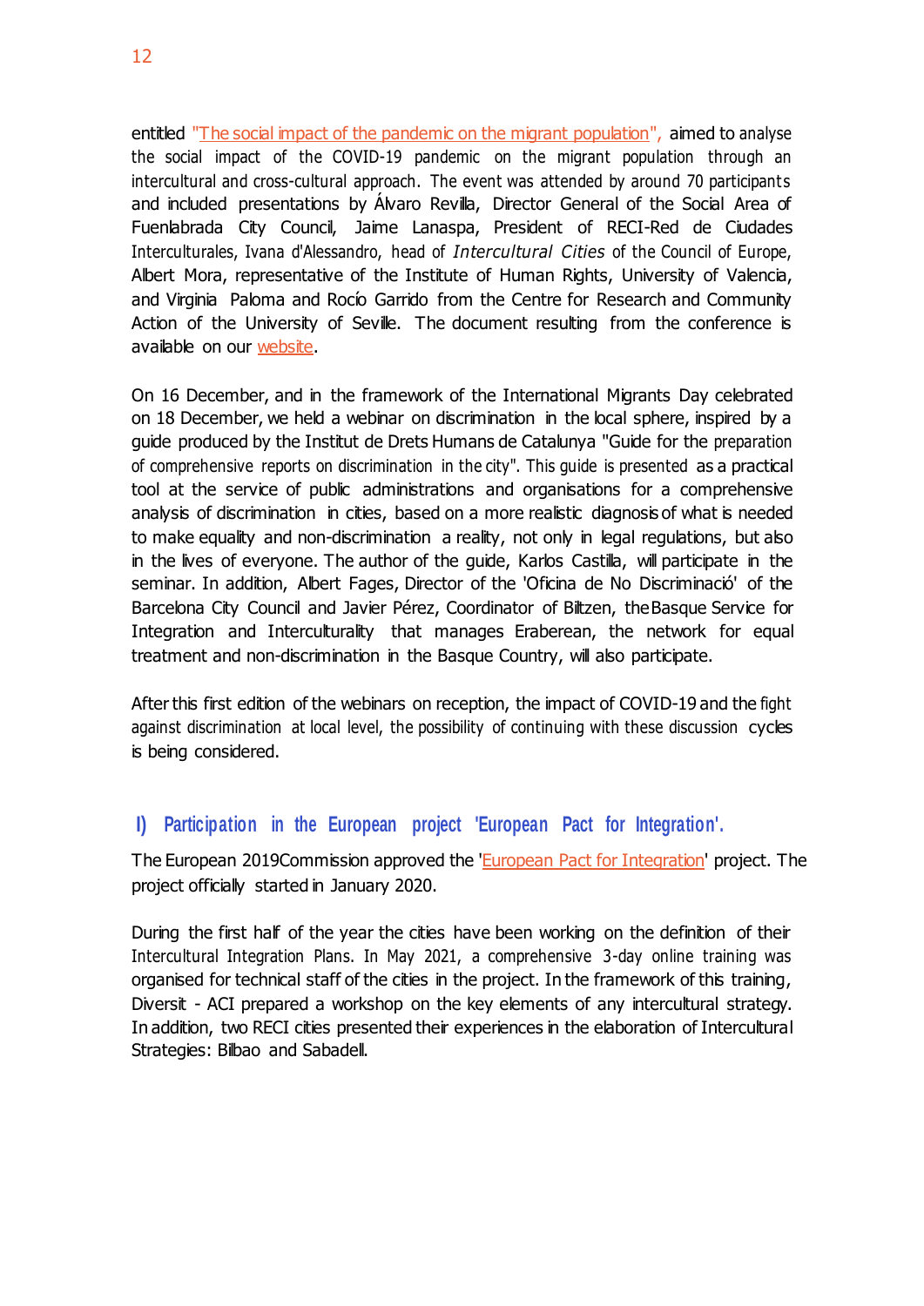entitled "The social impact of the pandemic on the migrant population", aimed to analyse the social impact of the COVID-19 pandemic on the migrant population through an intercultural and cross-cultural approach. The event was attended by around 70 participants and included presentations by Álvaro Revilla, Director General of the Social Area of Fuenlabrada City Council, Jaime Lanaspa, President of RECI-Red de Ciudades Interculturales, Ivana d'Alessandro, head of *Intercultural Cities* of the Council of Europe, Albert Mora, representative of the Institute of Human Rights, University of Valencia, and Virginia Paloma and Rocío Garrido from the Centre for Research and Community Action of the University of Seville. The document resulting from the conference is available on our website.

On 16 December, and in the framework of the International Migrants Day celebrated on 18 December, we held a webinar on discrimination in the local sphere, inspired by a guide produced by the Institut de Drets Humans de Catalunya "Guide for the preparation of comprehensive reports on discrimination in the city". This guide is presented as a practical tool at the service of public administrations and organisations for a comprehensive analysis of discrimination in cities, based on a more realistic diagnosis of what is needed to make equality and non-discrimination a reality, not only in legal regulations, but also in the lives of everyone. The author of the guide, Karlos Castilla, will participate in the seminar. In addition, Albert Fages, Director of the 'Oficina de No Discriminació' of the Barcelona City Council and Javier Pérez, Coordinator of Biltzen, the Basque Service for Integration and Interculturality that manages Eraberean, the network for equal treatment and non-discrimination in the Basque Country, will also participate.

After this first edition of the webinars on reception, the impact of COVID-19 and the fight against discrimination at local level, the possibility of continuing with these discussion cycles is being considered.

### I) Participation in the European project 'European Pact for Integration'.

The European 2019Commission approved the 'European Pact for Integration' project. The project officially started in January 2020.

During the first half of the year the cities have been working on the definition of their Intercultural Integration Plans. In May 2021, a comprehensive 3-day online training was organised for technical staff of the cities in the project. In the framework of this training, Diversit - ACI prepared a workshop on the key elements of any intercultural strategy. In addition, two RECI cities presented their experiences in the elaboration of Intercultural Strategies: Bilbao and Sabadell.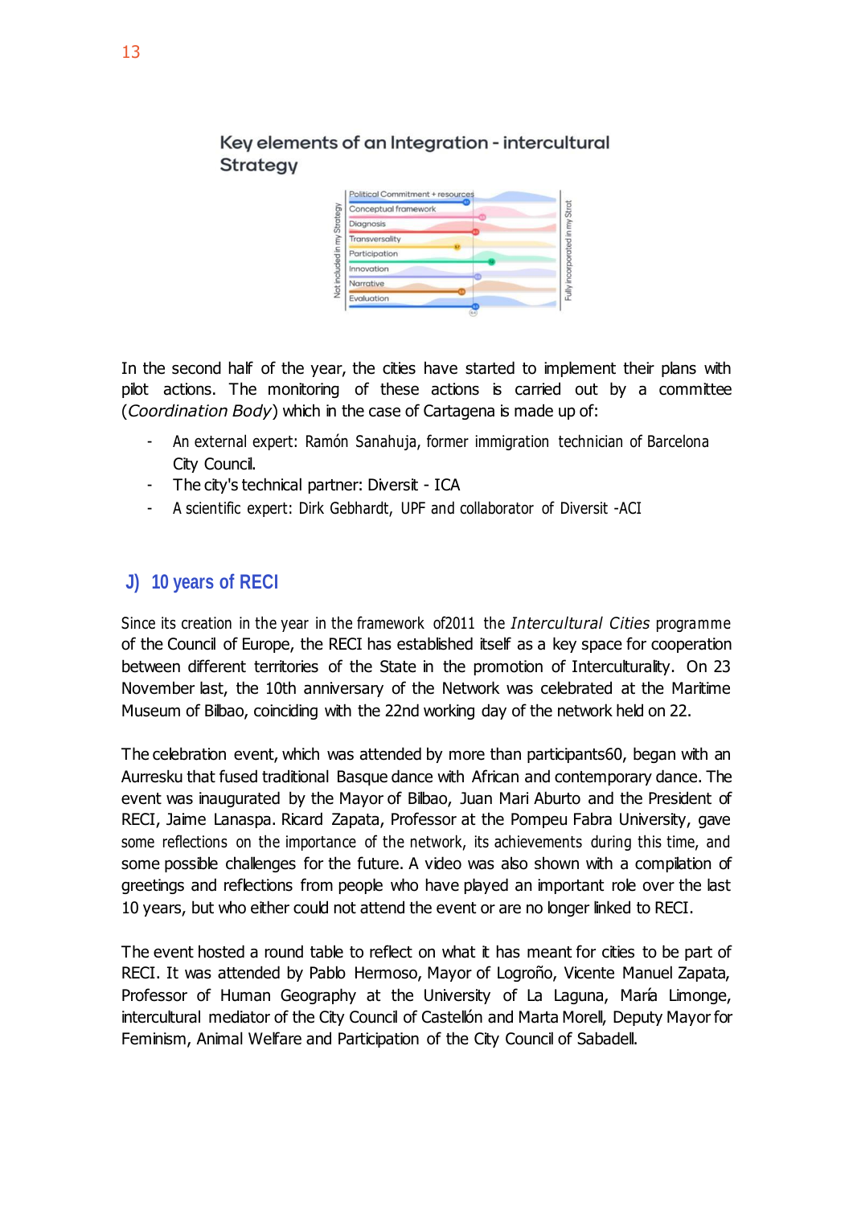Key elements of an Integration - intercultural Strategy

In the second half of the year, the cities have started to implement their plans with pilot actions. The monitoring of these actions is carried out by a committee (*Coordination Body*) which in the case of Cartagena is made up of:

- An external expert: Ramón Sanahuja, former immigration technician of Barcelona City Council.
- The city's technical partner: Diversit - ICA
- A scientific expert: Dirk Gebhardt, UPF and collaborator of Diversit -ACI

## J) 10 years of RECI

Since its creation in the year in the framework of2011 the *Intercultural Cities* programme of the Council of Europe, the RECI has established itself as a key space for cooperation between different territories of the State in the promotion of Interculturality. On 23 November last, the 10th anniversary of the Network was celebrated at the Maritime Museum of Bilbao, coinciding with the 22nd working day of the network held on 22.

The celebration event, which was attended by more than participants60, began with an Aurresku that fused traditional Basque dance with African and contemporary dance. The event was inaugurated by the Mayor of Bilbao, Juan Mari Aburto and the President of RECI, Jaime Lanaspa. Ricard Zapata, Professor at the Pompeu Fabra University, gave some reflections on the importance of the network, its achievements during this time, and some possible challenges for the future. A video was also shown with a compilation of greetings and reflections from people who have played an important role over the last 10 years, but who either could not attend the event or are no longer linked to RECI.

The event hosted a round table to reflect on what it has meant for cities to be part of RECI. It was attended by Pablo Hermoso, Mayor of Logroño, Vicente Manuel Zapata, Professor of Human Geography at the University of La Laguna, María Limonge, intercultural mediator of the City Council of Castellón and Marta Morell, Deputy Mayor for Feminism, Animal Welfare and Participation of the City Council of Sabadell.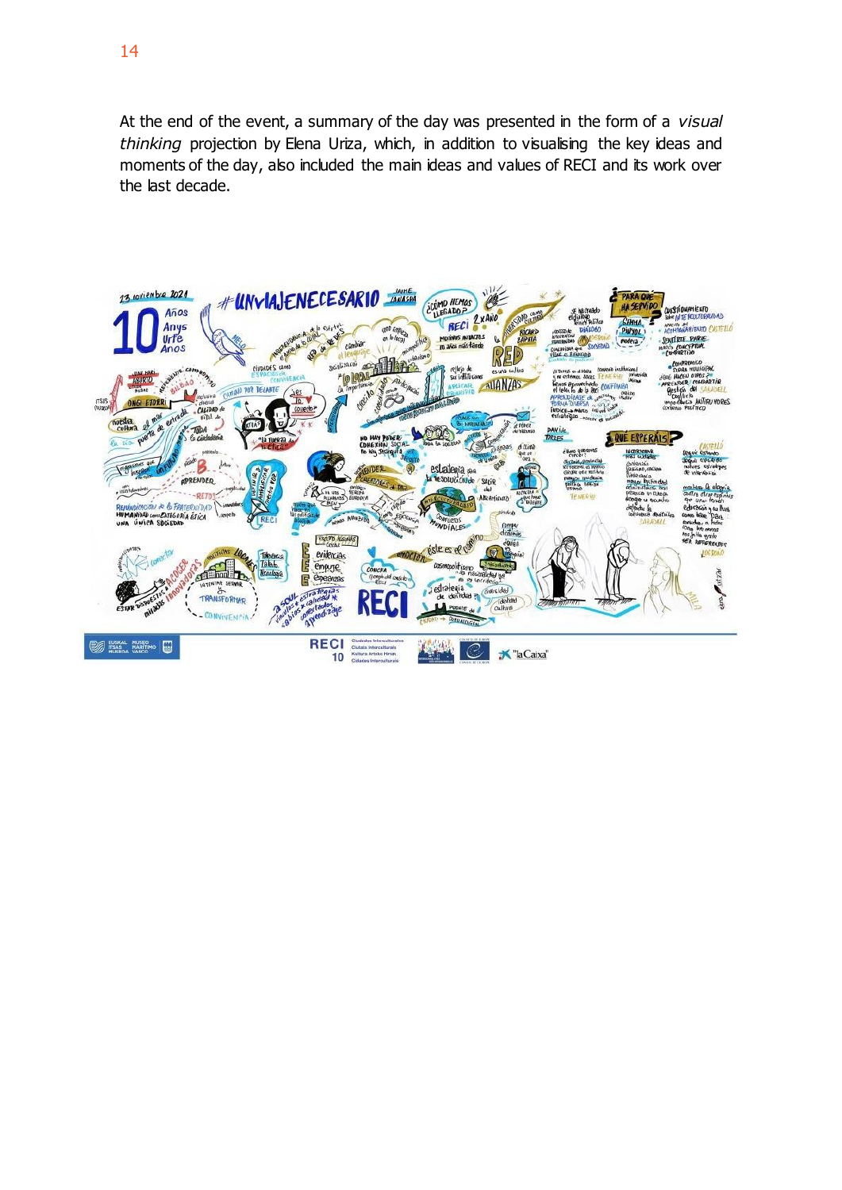At the end of the event, a summary of the day was presented in the form of a *visual thinking* projection by Elena Uriza, which, in addition to visualising the key ideas and moments of the day, also included the main ideas and values of RECI and its work over the last decade.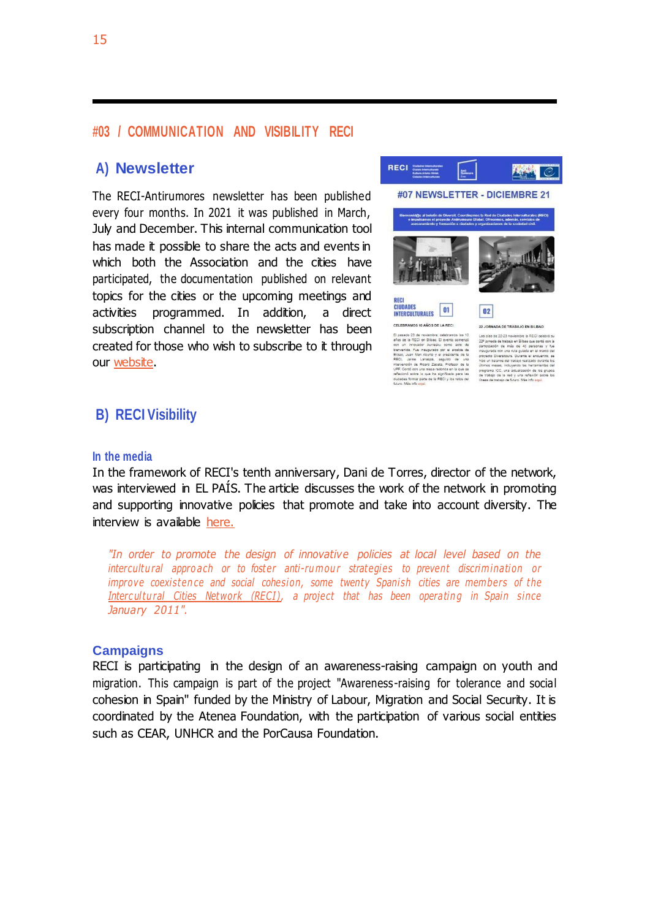## #03 / COMMUNICATION AND VISIBILITY RECI

### A) Newsletter

The RECI-Antirumores newsletter has been published every four months. In 2021 it was published in March, July and December. This internal communication tool has made it possible to share the acts and events in which both the Association and the cities have participated, the documentation published on relevant topics for the cities or the upcoming meetings and activities programmed. In addition, a direct subscription channel to the newsletter has been created for those who wish to subscribe to it through our website.

### B) RECI Visibility

#### In the media

In the framework of RECI's tenth anniversary, Dani de Torres, director of the network, was interviewed in EL PAÍS. The article discusses the work of the network in promoting and supporting innovative policies that promote and take into account diversity. The interview is available here.

> *"In order to promote the design of innovative policies at local level based on the intercultural approach or to foster anti-rumour strategies to prevent discrimination or improve coexistence and social cohesion, some twenty Spanish cities are members of the Intercultural Cities Network (RECI), a project that has been operating in Spain since January 2011".*

#### Campaigns

RECI is participating in the design of an awareness-raising campaign on youth and migration. This campaign is part of the project "Awareness-raising for tolerance and social cohesion in Spain" funded by the Ministry of Labour, Migration and Social Security. It is coordinated by the Atenea Foundation, with the participation of various social entities such as CEAR, UNHCR and the PorCausa Foundation.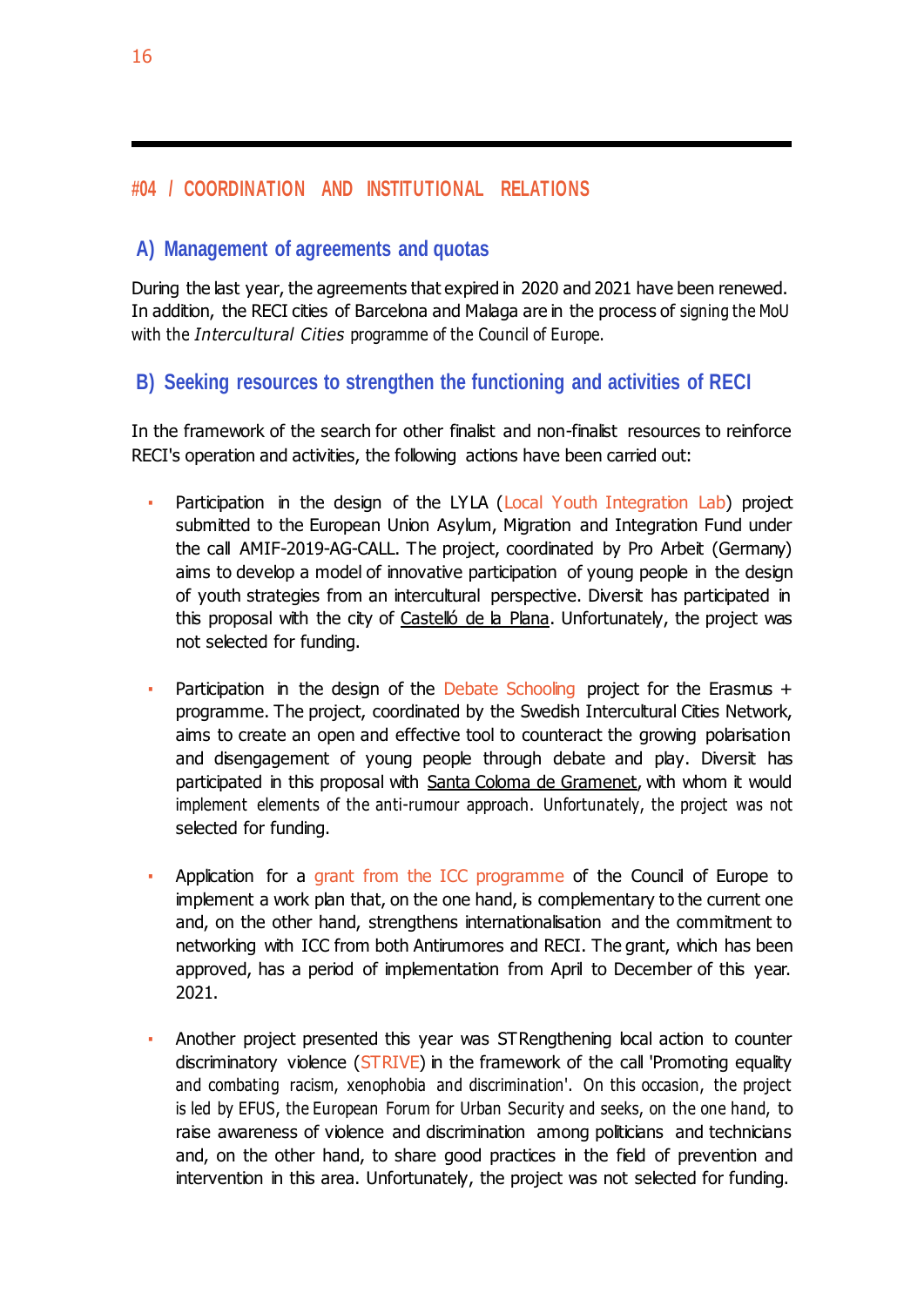## #04 / COORDINATION AND INSTITUTIONAL RELATIONS

### A) Management of agreements and quotas

During the last year, the agreements that expired in 2020 and 2021 have been renewed. In addition, the RECI cities of Barcelona and Malaga are in the process of signing the MoU with the *Intercultural Cities* programme of the Council of Europe.

### B) Seeking resources to strengthen the functioning and activities of RECI

In the framework of the search for other finalist and non-finalist resources to reinforce RECI's operation and activities, the following actions have been carried out:

- Participation in the design of the LYLA (Local Youth Integration Lab) project submitted to the European Union Asylum, Migration and Integration Fund under the call AMIF-2019-AG-CALL. The project, coordinated by Pro Arbeit (Germany) aims to develop a model of innovative participation of young people in the design of youth strategies from an intercultural perspective. Diversit has participated in this proposal with the city of Castelló de la Plana. Unfortunately, the project was not selected for funding.

- Participation in the design of the Debate Schooling project for the Erasmus + programme. The project, coordinated by the Swedish Intercultural Cities Network, aims to create an open and effective tool to counteract the growing polarisation and disengagement of young people through debate and play. Diversit has participated in this proposal with Santa Coloma de Gramenet, with whom it would implement elements of the anti-rumour approach. Unfortunately, the project was not selected for funding.

- Application for a grant from the ICC programme of the Council of Europe to implement a work plan that, on the one hand, is complementary to the current one and, on the other hand, strengthens internationalisation and the commitment to networking with ICC from both Antirumores and RECI. The grant, which has been approved, has a period of implementation from April to December of this year. 2021.

- Another project presented this year was STRengthening local action to counter discriminatory violence (STRIVE) in the framework of the call 'Promoting equality and combating racism, xenophobia and discrimination'. On this occasion, the project is led by EFUS, the European Forum for Urban Security and seeks, on the one hand, to raise awareness of violence and discrimination among politicians and technicians and, on the other hand, to share good practices in the field of prevention and intervention in this area. Unfortunately, the project was not selected for funding.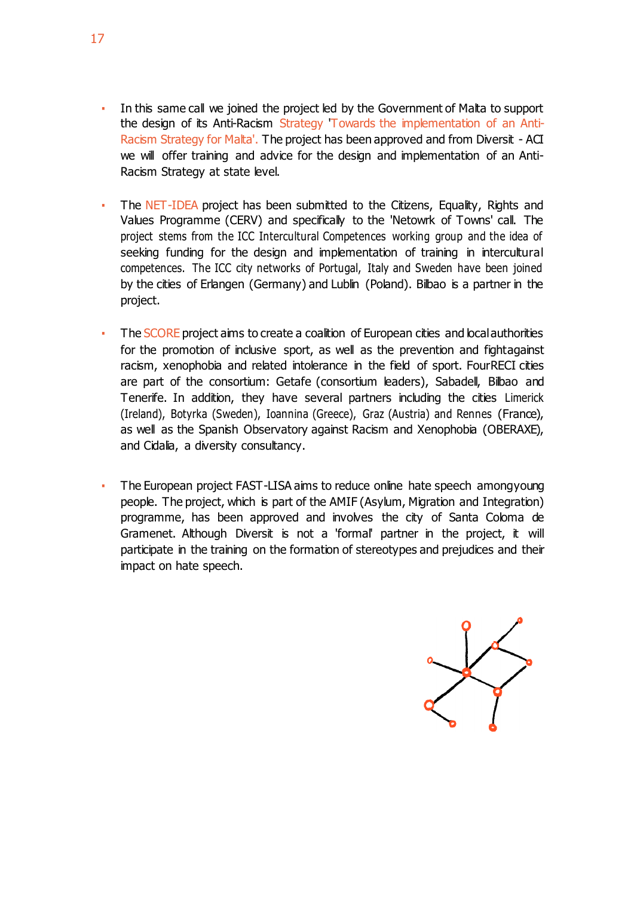- In this same call we joined the project led by the Government of Malta to support the design of its Anti-Racism Strategy 'Towards the implementation of an Anti-Racism Strategy for Malta'. The project has been approved and from Diversit - ACI we will offer training and advice for the design and implementation of an Anti-Racism Strategy at state level.

- The NET-IDEA project has been submitted to the Citizens, Equality, Rights and Values Programme (CERV) and specifically to the 'Netowrk of Towns' call. The project stems from the ICC Intercultural Competences working group and the idea of seeking funding for the design and implementation of training in intercultural competences. The ICC city networks of Portugal, Italy and Sweden have been joined by the cities of Erlangen (Germany) and Lublin (Poland). Bilbao is a partner in the project.

- The SCORE project aims to create a coalition of European cities and local authorities for the promotion of inclusive sport, as well as the prevention and fight against racism, xenophobia and related intolerance in the field of sport. Four RECI cities are part of the consortium: Getafe (consortium leaders), Sabadell, Bilbao and Tenerife. In addition, they have several partners including the cities Limerick (Ireland), Botyrka (Sweden), Ioannina (Greece), Graz (Austria) and Rennes (France), as well as the Spanish Observatory against Racism and Xenophobia (OBERAXE), and Cidalia, a diversity consultancy.

- The European project FAST-LISA aims to reduce online hate speech among young people. The project, which is part of the AMIF (Asylum, Migration and Integration) programme, has been approved and involves the city of Santa Coloma de Gramenet. Although Diversit is not a 'formal' partner in the project, it will participate in the training on the formation of stereotypes and prejudices and their impact on hate speech.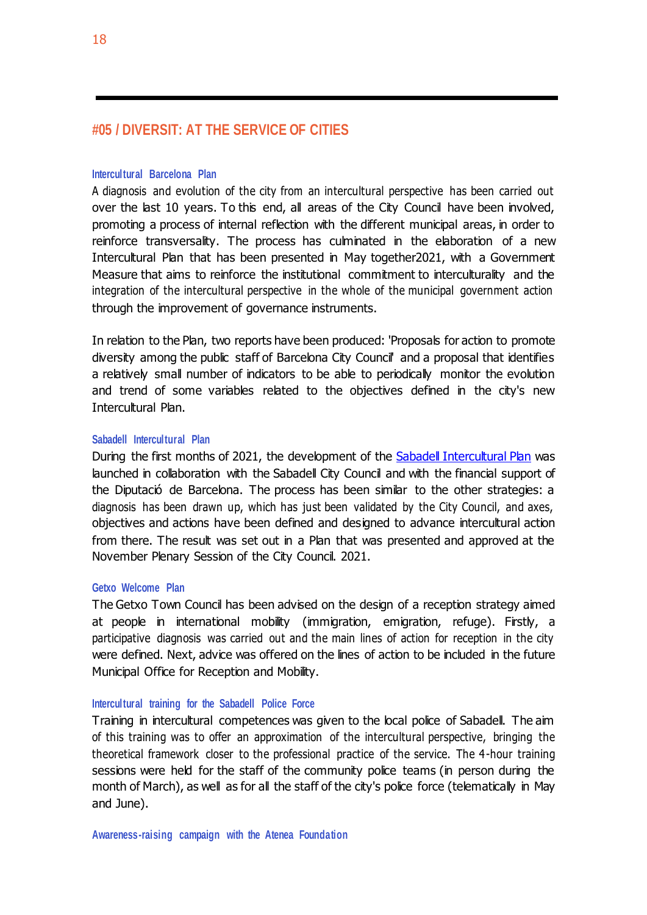## #05 / DIVERSIT: AT THE SERVICE OF CITIES

### Intercultural Barcelona Plan

A diagnosis and evolution of the city from an intercultural perspective has been carried out over the last 10 years. To this end, all areas of the City Council have been involved, promoting a process of internal reflection with the different municipal areas, in order to reinforce transversality. The process has culminated in the elaboration of a new Intercultural Plan that has been presented in May together2021, with a Government Measure that aims to reinforce the institutional commitment to interculturality and the integration of the intercultural perspective in the whole of the municipal government action through the improvement of governance instruments.

In relation to the Plan, two reports have been produced: 'Proposals for action to promote diversity among the public staff of Barcelona City Council' and a proposal that identifies a relatively small number of indicators to be able to periodically monitor the evolution and trend of some variables related to the objectives defined in the city's new Intercultural Plan.

### Sabadell Intercultural Plan

During the first months of 2021, the development of the Sabadell Intercultural Plan was launched in collaboration with the Sabadell City Council and with the financial support of the Diputació de Barcelona. The process has been similar to the other strategies: a diagnosis has been drawn up, which has just been validated by the City Council, and axes, objectives and actions have been defined and designed to advance intercultural action from there. The result was set out in a Plan that was presented and approved at the November Plenary Session of the City Council. 2021.

### Getxo Welcome Plan

The Getxo Town Council has been advised on the design of a reception strategy aimed at people in international mobility (immigration, emigration, refuge). Firstly, a participative diagnosis was carried out and the main lines of action for reception in the city were defined. Next, advice was offered on the lines of action to be included in the future Municipal Office for Reception and Mobility.

### Intercultural training for the Sabadell Police Force

Training in intercultural competences was given to the local police of Sabadell. The aim of this training was to offer an approximation of the intercultural perspective, bringing the theoretical framework closer to the professional practice of the service. The 4-hour training sessions were held for the staff of the community police teams (in person during the month of March), as well as for all the staff of the city's police force (telematically in May and June).

### Awareness-raising campaign with the Atenea Foundation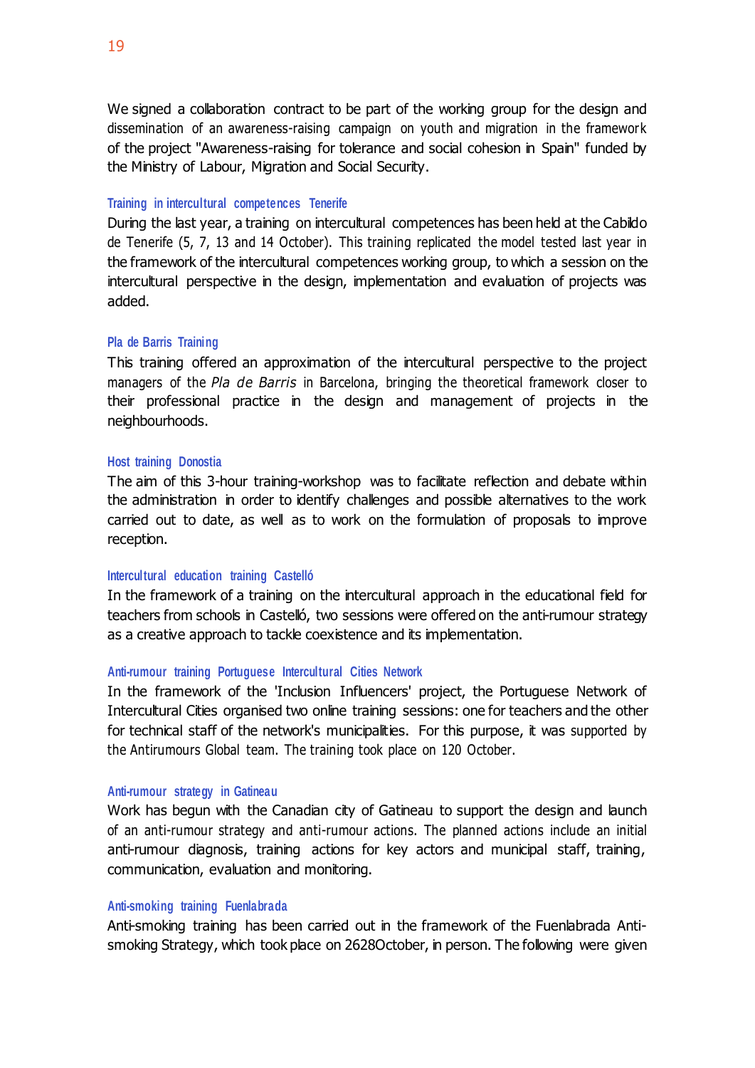We signed a collaboration contract to be part of the working group for the design and dissemination of an awareness-raising campaign on youth and migration in the framework of the project "Awareness-raising for tolerance and social cohesion in Spain" funded by the Ministry of Labour, Migration and Social Security.

#### Training in intercultural competences Tenerife

During the last year, a training on intercultural competences has been held at the Cabildo de Tenerife (5, 7, 13 and 14 October). This training replicated the model tested last year in the framework of the intercultural competences working group, to which a session on the intercultural perspective in the design, implementation and evaluation of projects was added.

#### Pla de Barris Training

This training offered an approximation of the intercultural perspective to the project managers of the *Pla de Barris* in Barcelona, bringing the theoretical framework closer to their professional practice in the design and management of projects in the neighbourhoods.

#### Host training Donostia

The aim of this 3-hour training-workshop was to facilitate reflection and debate within the administration in order to identify challenges and possible alternatives to the work carried out to date, as well as to work on the formulation of proposals to improve reception.

#### Intercultural education training Castelló

In the framework of a training on the intercultural approach in the educational field for teachers from schools in Castelló, two sessions were offered on the anti-rumour strategy as a creative approach to tackle coexistence and its implementation.

#### Anti-rumour training Portuguese Intercultural Cities Network

In the framework of the 'Inclusion Influencers' project, the Portuguese Network of Intercultural Cities organised two online training sessions: one for teachers and the other for technical staff of the network's municipalities. For this purpose, it was supported by the Antirumours Global team. The training took place on 120 October.

#### Anti-rumour strategy in Gatineau

Work has begun with the Canadian city of Gatineau to support the design and launch of an anti-rumour strategy and anti-rumour actions. The planned actions include an initial anti-rumour diagnosis, training actions for key actors and municipal staff, training, communication, evaluation and monitoring.

#### Anti-smoking training Fuenlabrada

Anti-smoking training has been carried out in the framework of the Fuenlabrada Anti-smoking Strategy, which took place on 2628October, in person. The following were given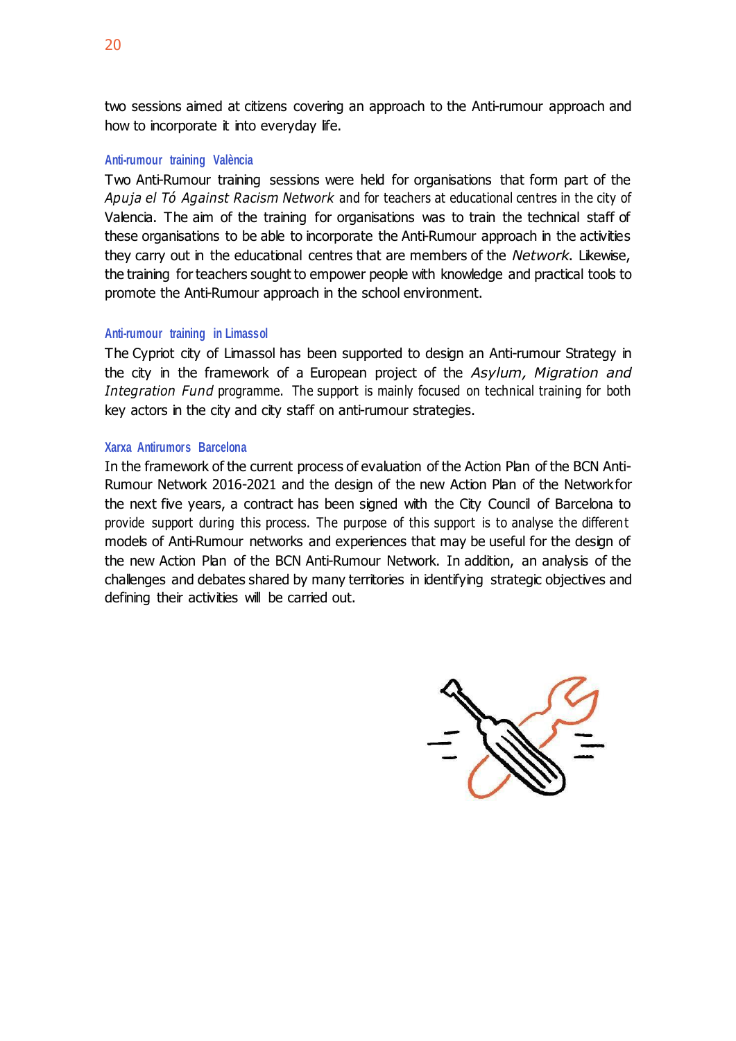two sessions aimed at citizens covering an approach to the Anti-rumour approach and how to incorporate it into everyday life.

#### Anti-rumour training València

Two Anti-Rumour training sessions were held for organisations that form part of the *Apuja el Tó Against Racism Network* and for teachers at educational centres in the city of Valencia. The aim of the training for organisations was to train the technical staff of these organisations to be able to incorporate the Anti-Rumour approach in the activities they carry out in the educational centres that are members of the *Network*. Likewise, the training for teachers sought to empower people with knowledge and practical tools to promote the Anti-Rumour approach in the school environment.

#### Anti-rumour training in Limassol

The Cypriot city of Limassol has been supported to design an Anti-rumour Strategy in the city in the framework of a European project of the *Asylum, Migration and Integration Fund* programme. The support is mainly focused on technical training for both key actors in the city and city staff on anti-rumour strategies.

#### Xarxa Antirumors Barcelona

In the framework of the current process of evaluation of the Action Plan of the BCN Anti-Rumour Network 2016-2021 and the design of the new Action Plan of the Network for the next five years, a contract has been signed with the City Council of Barcelona to provide support during this process. The purpose of this support is to analyse the different models of Anti-Rumour networks and experiences that may be useful for the design of the new Action Plan of the BCN Anti-Rumour Network. In addition, an analysis of the challenges and debates shared by many territories in identifying strategic objectives and defining their activities will be carried out.